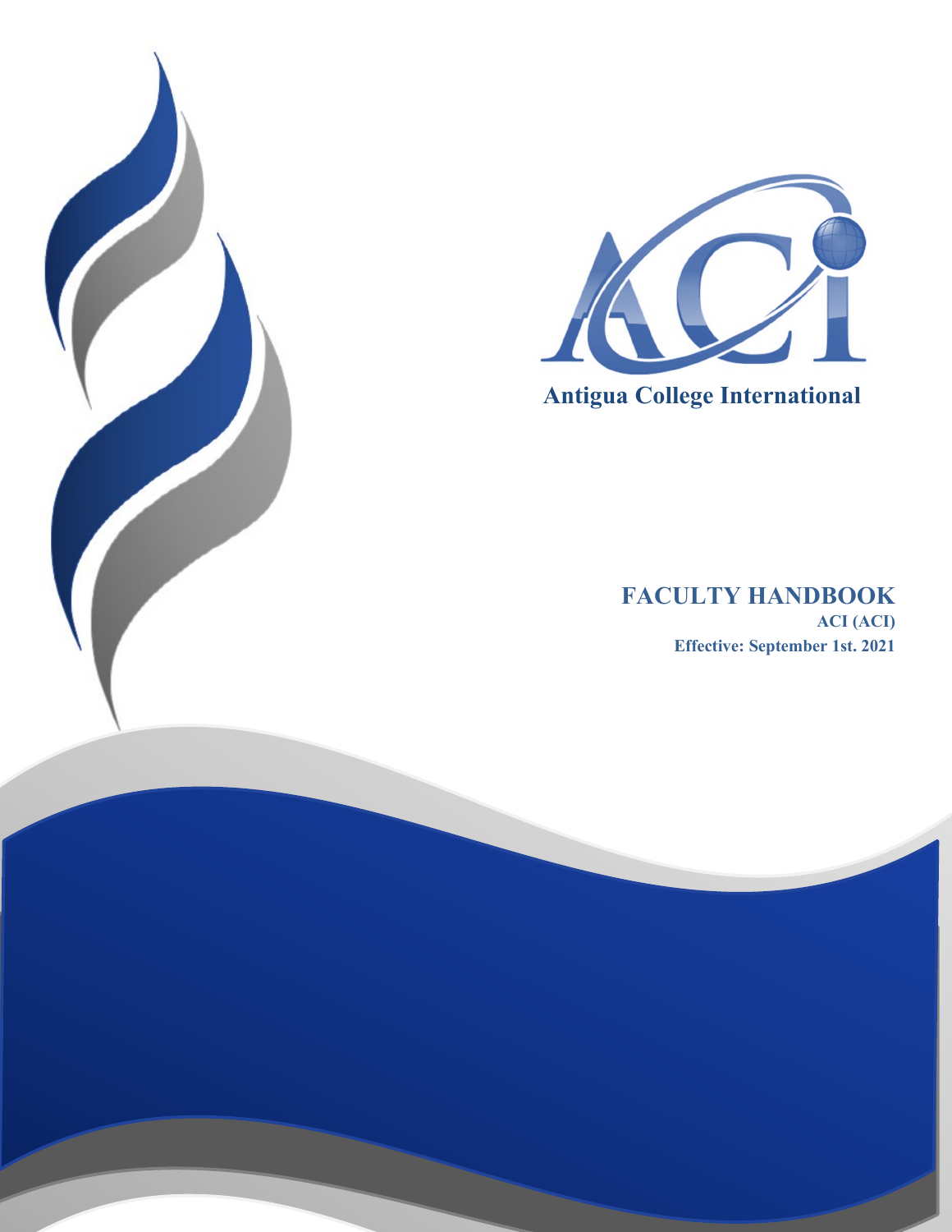ACI

Antigua College International

# FACULTY HANDBOOK

**ACI (ACI)**

**Effective: September 1st. 2021**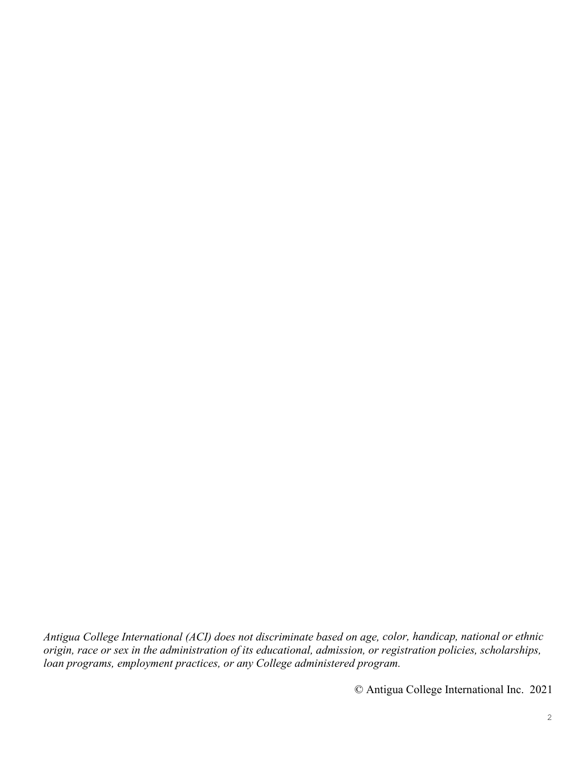*Antigua College International (ACI) does not discriminate based on age, color, handicap, national or ethnic origin, race or sex in the administration of its educational, admission, or registration policies, scholarships, loan programs, employment practices, or any College administered program.*

© Antigua College International Inc. 2021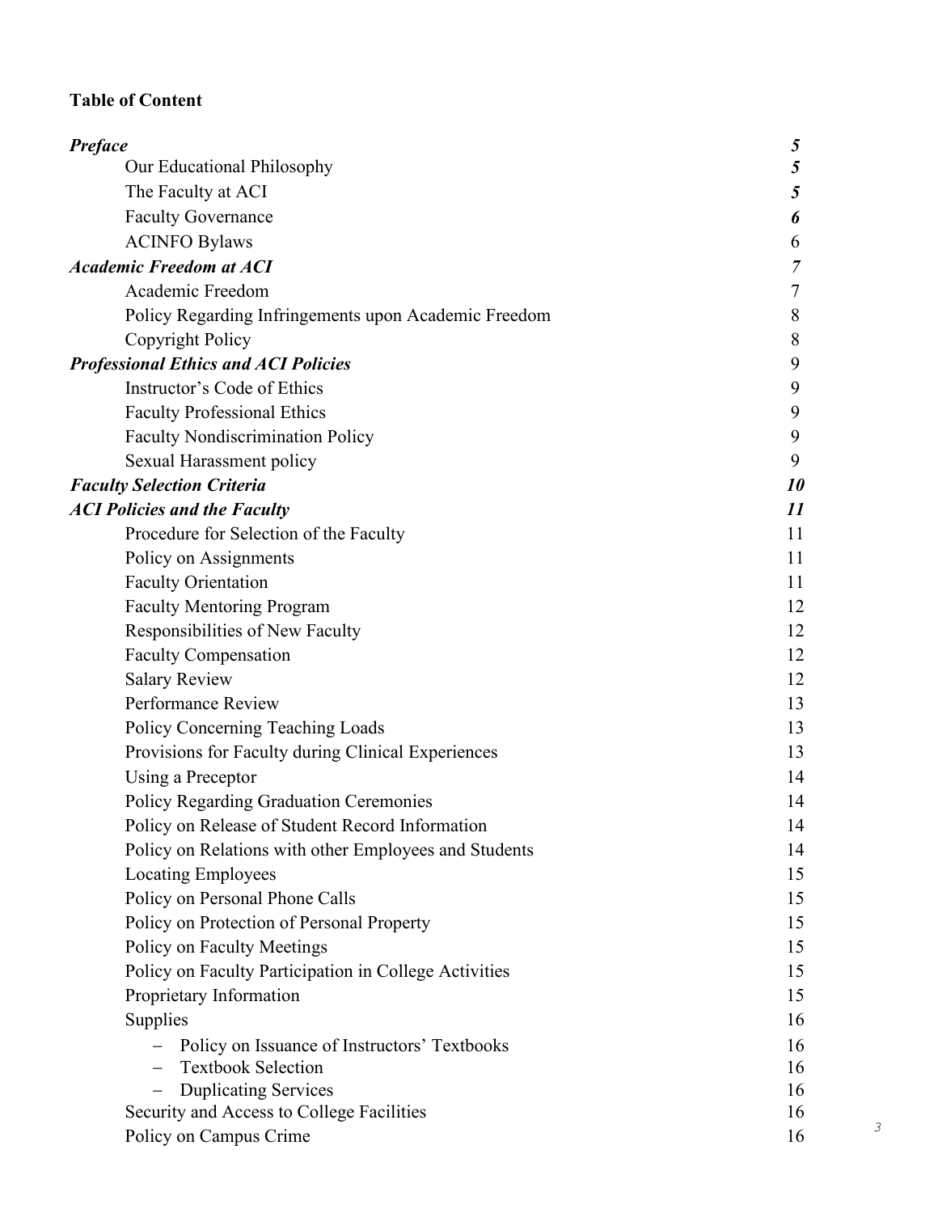**Table of Content**

| | |
|---|---|
| ***Preface*** | ***5*** |
| Our Educational Philosophy | ***5*** |
| The Faculty at ACI | ***5*** |
| Faculty Governance | ***6*** |
| ACINFO Bylaws | 6 |
| ***Academic Freedom at ACI*** | ***7*** |
| Academic Freedom | 7 |
| Policy Regarding Infringements upon Academic Freedom | 8 |
| Copyright Policy | 8 |
| ***Professional Ethics and ACI Policies*** | 9 |
| Instructor's Code of Ethics | 9 |
| Faculty Professional Ethics | 9 |
| Faculty Nondiscrimination Policy | 9 |
| Sexual Harassment policy | 9 |
| ***Faculty Selection Criteria*** | ***10*** |
| ***ACI Policies and the Faculty*** | ***11*** |
| Procedure for Selection of the Faculty | 11 |
| Policy on Assignments | 11 |
| Faculty Orientation | 11 |
| Faculty Mentoring Program | 12 |
| Responsibilities of New Faculty | 12 |
| Faculty Compensation | 12 |
| Salary Review | 12 |
| Performance Review | 13 |
| Policy Concerning Teaching Loads | 13 |
| Provisions for Faculty during Clinical Experiences | 13 |
| Using a Preceptor | 14 |
| Policy Regarding Graduation Ceremonies | 14 |
| Policy on Release of Student Record Information | 14 |
| Policy on Relations with other Employees and Students | 14 |
| Locating Employees | 15 |
| Policy on Personal Phone Calls | 15 |
| Policy on Protection of Personal Property | 15 |
| Policy on Faculty Meetings | 15 |
| Policy on Faculty Participation in College Activities | 15 |
| Proprietary Information | 15 |
| Supplies | 16 |
| – Policy on Issuance of Instructors' Textbooks | 16 |
| – Textbook Selection | 16 |
| – Duplicating Services | 16 |
| Security and Access to College Facilities | 16 |
| Policy on Campus Crime | 16 |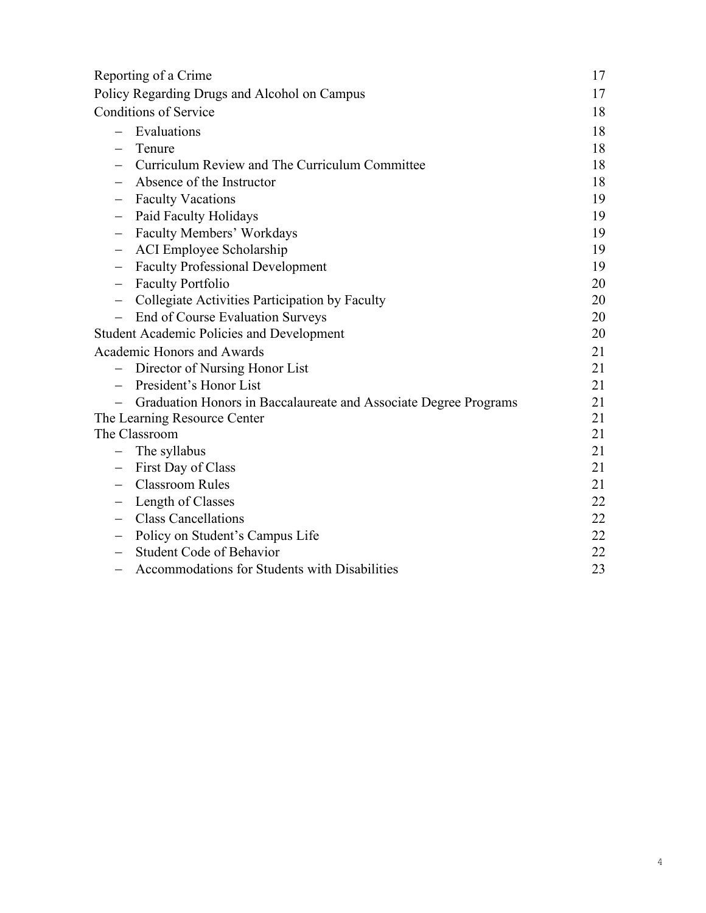| | |
|---|---|
| Reporting of a Crime | 17 |
| Policy Regarding Drugs and Alcohol on Campus | 17 |
| Conditions of Service | 18 |
| – Evaluations | 18 |
| – Tenure | 18 |
| – Curriculum Review and The Curriculum Committee | 18 |
| – Absence of the Instructor | 18 |
| – Faculty Vacations | 19 |
| – Paid Faculty Holidays | 19 |
| – Faculty Members' Workdays | 19 |
| – ACI Employee Scholarship | 19 |
| – Faculty Professional Development | 19 |
| – Faculty Portfolio | 20 |
| – Collegiate Activities Participation by Faculty | 20 |
| – End of Course Evaluation Surveys | 20 |
| Student Academic Policies and Development | 20 |
| Academic Honors and Awards | 21 |
| – Director of Nursing Honor List | 21 |
| – President's Honor List | 21 |
| – Graduation Honors in Baccalaureate and Associate Degree Programs | 21 |
| The Learning Resource Center | 21 |
| The Classroom | 21 |
| – The syllabus | 21 |
| – First Day of Class | 21 |
| – Classroom Rules | 21 |
| – Length of Classes | 22 |
| – Class Cancellations | 22 |
| – Policy on Student's Campus Life | 22 |
| – Student Code of Behavior | 22 |
| – Accommodations for Students with Disabilities | 23 |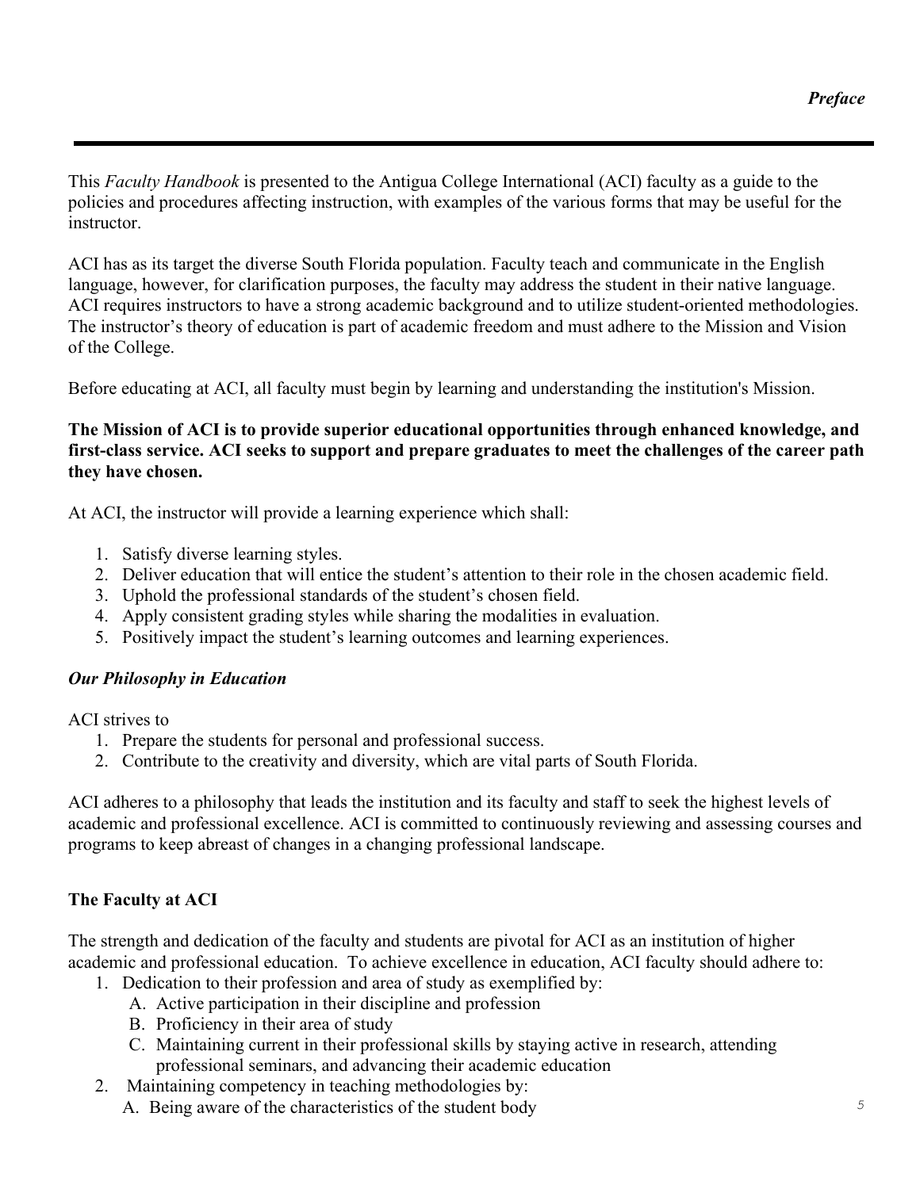## *Preface*

This *Faculty Handbook* is presented to the Antigua College International (ACI) faculty as a guide to the policies and procedures affecting instruction, with examples of the various forms that may be useful for the instructor.

ACI has as its target the diverse South Florida population. Faculty teach and communicate in the English language, however, for clarification purposes, the faculty may address the student in their native language. ACI requires instructors to have a strong academic background and to utilize student-oriented methodologies. The instructor's theory of education is part of academic freedom and must adhere to the Mission and Vision of the College.

Before educating at ACI, all faculty must begin by learning and understanding the institution's Mission.

**The Mission of ACI is to provide superior educational opportunities through enhanced knowledge, and first-class service. ACI seeks to support and prepare graduates to meet the challenges of the career path they have chosen.**

At ACI, the instructor will provide a learning experience which shall:

1. Satisfy diverse learning styles.
2. Deliver education that will entice the student's attention to their role in the chosen academic field.
3. Uphold the professional standards of the student's chosen field.
4. Apply consistent grading styles while sharing the modalities in evaluation.
5. Positively impact the student's learning outcomes and learning experiences.

### ***Our Philosophy in Education***

ACI strives to

1. Prepare the students for personal and professional success.
2. Contribute to the creativity and diversity, which are vital parts of South Florida.

ACI adheres to a philosophy that leads the institution and its faculty and staff to seek the highest levels of academic and professional excellence. ACI is committed to continuously reviewing and assessing courses and programs to keep abreast of changes in a changing professional landscape.

### **The Faculty at ACI**

The strength and dedication of the faculty and students are pivotal for ACI as an institution of higher academic and professional education. To achieve excellence in education, ACI faculty should adhere to:

1. Dedication to their profession and area of study as exemplified by:
   - A. Active participation in their discipline and profession
   - B. Proficiency in their area of study
   - C. Maintaining current in their professional skills by staying active in research, attending professional seminars, and advancing their academic education
2. Maintaining competency in teaching methodologies by:
   - A. Being aware of the characteristics of the student body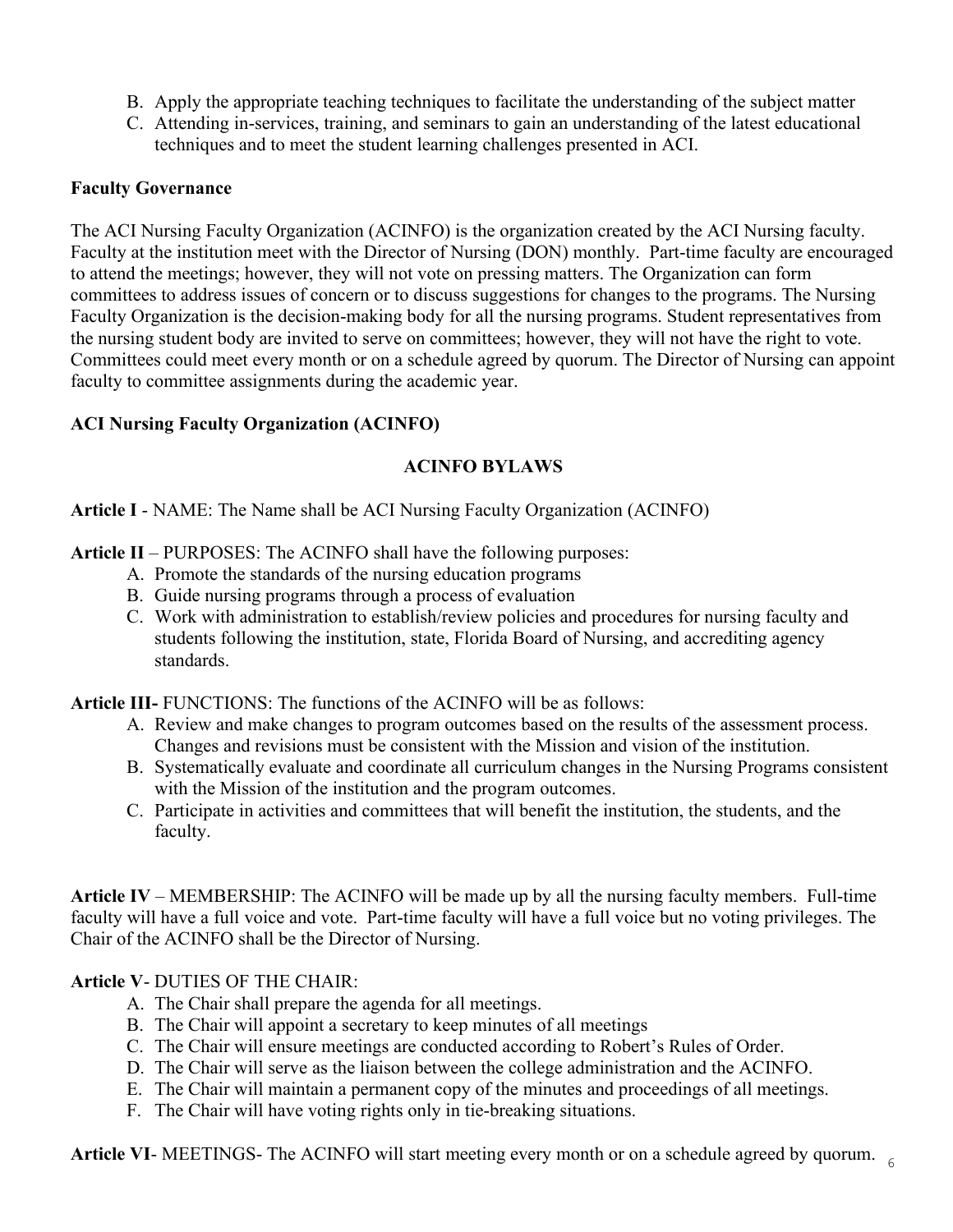B. Apply the appropriate teaching techniques to facilitate the understanding of the subject matter
C. Attending in-services, training, and seminars to gain an understanding of the latest educational techniques and to meet the student learning challenges presented in ACI.

**Faculty Governance**

The ACI Nursing Faculty Organization (ACINFO) is the organization created by the ACI Nursing faculty. Faculty at the institution meet with the Director of Nursing (DON) monthly. Part-time faculty are encouraged to attend the meetings; however, they will not vote on pressing matters. The Organization can form committees to address issues of concern or to discuss suggestions for changes to the programs. The Nursing Faculty Organization is the decision-making body for all the nursing programs. Student representatives from the nursing student body are invited to serve on committees; however, they will not have the right to vote. Committees could meet every month or on a schedule agreed by quorum. The Director of Nursing can appoint faculty to committee assignments during the academic year.

**ACI Nursing Faculty Organization (ACINFO)**

**ACINFO BYLAWS**

**Article I** - NAME: The Name shall be ACI Nursing Faculty Organization (ACINFO)

**Article II** – PURPOSES: The ACINFO shall have the following purposes:

A. Promote the standards of the nursing education programs
B. Guide nursing programs through a process of evaluation
C. Work with administration to establish/review policies and procedures for nursing faculty and students following the institution, state, Florida Board of Nursing, and accrediting agency standards.

**Article III-** FUNCTIONS: The functions of the ACINFO will be as follows:

A. Review and make changes to program outcomes based on the results of the assessment process. Changes and revisions must be consistent with the Mission and vision of the institution.
B. Systematically evaluate and coordinate all curriculum changes in the Nursing Programs consistent with the Mission of the institution and the program outcomes.
C. Participate in activities and committees that will benefit the institution, the students, and the faculty.

**Article IV** – MEMBERSHIP: The ACINFO will be made up by all the nursing faculty members. Full-time faculty will have a full voice and vote. Part-time faculty will have a full voice but no voting privileges. The Chair of the ACINFO shall be the Director of Nursing.

**Article V**- DUTIES OF THE CHAIR:

A. The Chair shall prepare the agenda for all meetings.
B. The Chair will appoint a secretary to keep minutes of all meetings
C. The Chair will ensure meetings are conducted according to Robert's Rules of Order.
D. The Chair will serve as the liaison between the college administration and the ACINFO.
E. The Chair will maintain a permanent copy of the minutes and proceedings of all meetings.
F. The Chair will have voting rights only in tie-breaking situations.

**Article VI**- MEETINGS- The ACINFO will start meeting every month or on a schedule agreed by quorum.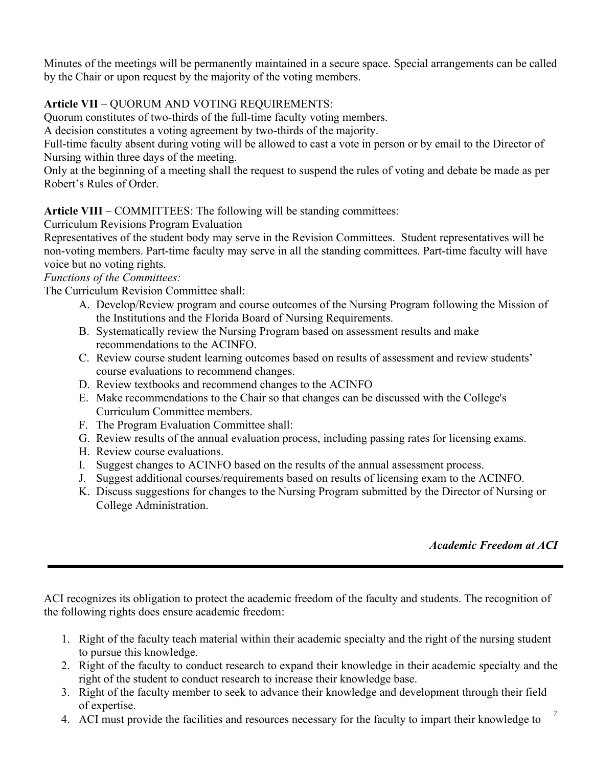Minutes of the meetings will be permanently maintained in a secure space. Special arrangements can be called by the Chair or upon request by the majority of the voting members.

**Article VII** – QUORUM AND VOTING REQUIREMENTS:
Quorum constitutes of two-thirds of the full-time faculty voting members.
A decision constitutes a voting agreement by two-thirds of the majority.
Full-time faculty absent during voting will be allowed to cast a vote in person or by email to the Director of Nursing within three days of the meeting.
Only at the beginning of a meeting shall the request to suspend the rules of voting and debate be made as per Robert's Rules of Order.

**Article VIII** – COMMITTEES: The following will be standing committees:
Curriculum Revisions Program Evaluation
Representatives of the student body may serve in the Revision Committees. Student representatives will be non-voting members. Part-time faculty may serve in all the standing committees. Part-time faculty will have voice but no voting rights.
*Functions of the Committees:*
The Curriculum Revision Committee shall:

A. Develop/Review program and course outcomes of the Nursing Program following the Mission of the Institutions and the Florida Board of Nursing Requirements.
B. Systematically review the Nursing Program based on assessment results and make recommendations to the ACINFO.
C. Review course student learning outcomes based on results of assessment and review students' course evaluations to recommend changes.
D. Review textbooks and recommend changes to the ACINFO
E. Make recommendations to the Chair so that changes can be discussed with the College's Curriculum Committee members.
F. The Program Evaluation Committee shall:
G. Review results of the annual evaluation process, including passing rates for licensing exams.
H. Review course evaluations.
I. Suggest changes to ACINFO based on the results of the annual assessment process.
J. Suggest additional courses/requirements based on results of licensing exam to the ACINFO.
K. Discuss suggestions for changes to the Nursing Program submitted by the Director of Nursing or College Administration.

## *Academic Freedom at ACI*

---

ACI recognizes its obligation to protect the academic freedom of the faculty and students. The recognition of the following rights does ensure academic freedom:

1. Right of the faculty teach material within their academic specialty and the right of the nursing student to pursue this knowledge.
2. Right of the faculty to conduct research to expand their knowledge in their academic specialty and the right of the student to conduct research to increase their knowledge base.
3. Right of the faculty member to seek to advance their knowledge and development through their field of expertise.
4. ACI must provide the facilities and resources necessary for the faculty to impart their knowledge to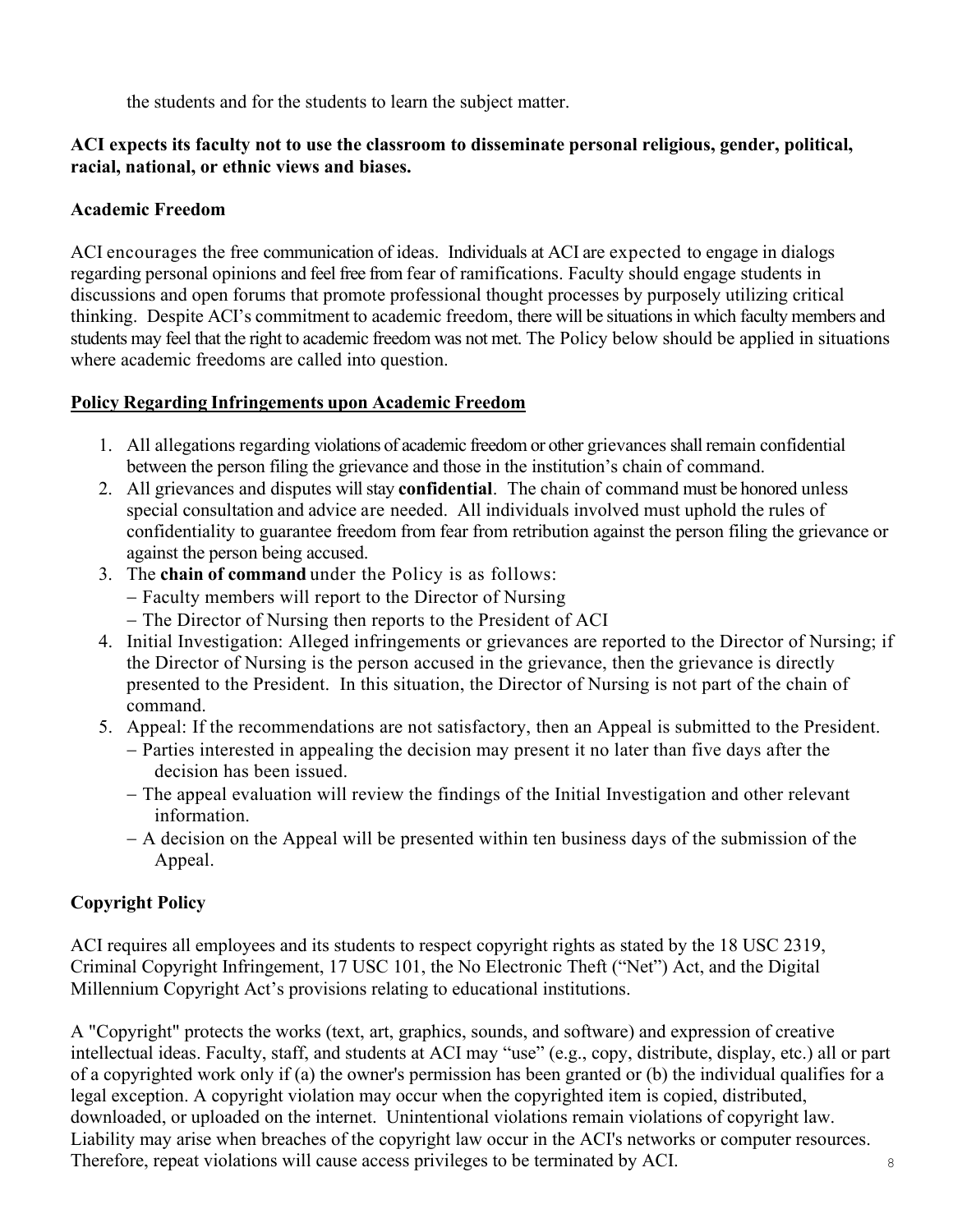the students and for the students to learn the subject matter.

**ACI expects its faculty not to use the classroom to disseminate personal religious, gender, political, racial, national, or ethnic views and biases.**

**Academic Freedom**

ACI encourages the free communication of ideas. Individuals at ACI are expected to engage in dialogs regarding personal opinions and feel free from fear of ramifications. Faculty should engage students in discussions and open forums that promote professional thought processes by purposely utilizing critical thinking. Despite ACI's commitment to academic freedom, there will be situations in which faculty members and students may feel that the right to academic freedom was not met. The Policy below should be applied in situations where academic freedoms are called into question.

<u>**Policy Regarding Infringements upon Academic Freedom**</u>

1. All allegations regarding violations of academic freedom or other grievances shall remain confidential between the person filing the grievance and those in the institution's chain of command.
2. All grievances and disputes will stay **confidential**. The chain of command must be honored unless special consultation and advice are needed. All individuals involved must uphold the rules of confidentiality to guarantee freedom from fear from retribution against the person filing the grievance or against the person being accused.
3. The **chain of command** under the Policy is as follows:
   - Faculty members will report to the Director of Nursing
   - The Director of Nursing then reports to the President of ACI
4. Initial Investigation: Alleged infringements or grievances are reported to the Director of Nursing; if the Director of Nursing is the person accused in the grievance, then the grievance is directly presented to the President. In this situation, the Director of Nursing is not part of the chain of command.
5. Appeal: If the recommendations are not satisfactory, then an Appeal is submitted to the President.
   - Parties interested in appealing the decision may present it no later than five days after the decision has been issued.
   - The appeal evaluation will review the findings of the Initial Investigation and other relevant information.
   - A decision on the Appeal will be presented within ten business days of the submission of the Appeal.

**Copyright Policy**

ACI requires all employees and its students to respect copyright rights as stated by the 18 USC 2319, Criminal Copyright Infringement, 17 USC 101, the No Electronic Theft ("Net") Act, and the Digital Millennium Copyright Act's provisions relating to educational institutions.

A "Copyright" protects the works (text, art, graphics, sounds, and software) and expression of creative intellectual ideas. Faculty, staff, and students at ACI may "use" (e.g., copy, distribute, display, etc.) all or part of a copyrighted work only if (a) the owner's permission has been granted or (b) the individual qualifies for a legal exception. A copyright violation may occur when the copyrighted item is copied, distributed, downloaded, or uploaded on the internet. Unintentional violations remain violations of copyright law. Liability may arise when breaches of the copyright law occur in the ACI's networks or computer resources. Therefore, repeat violations will cause access privileges to be terminated by ACI.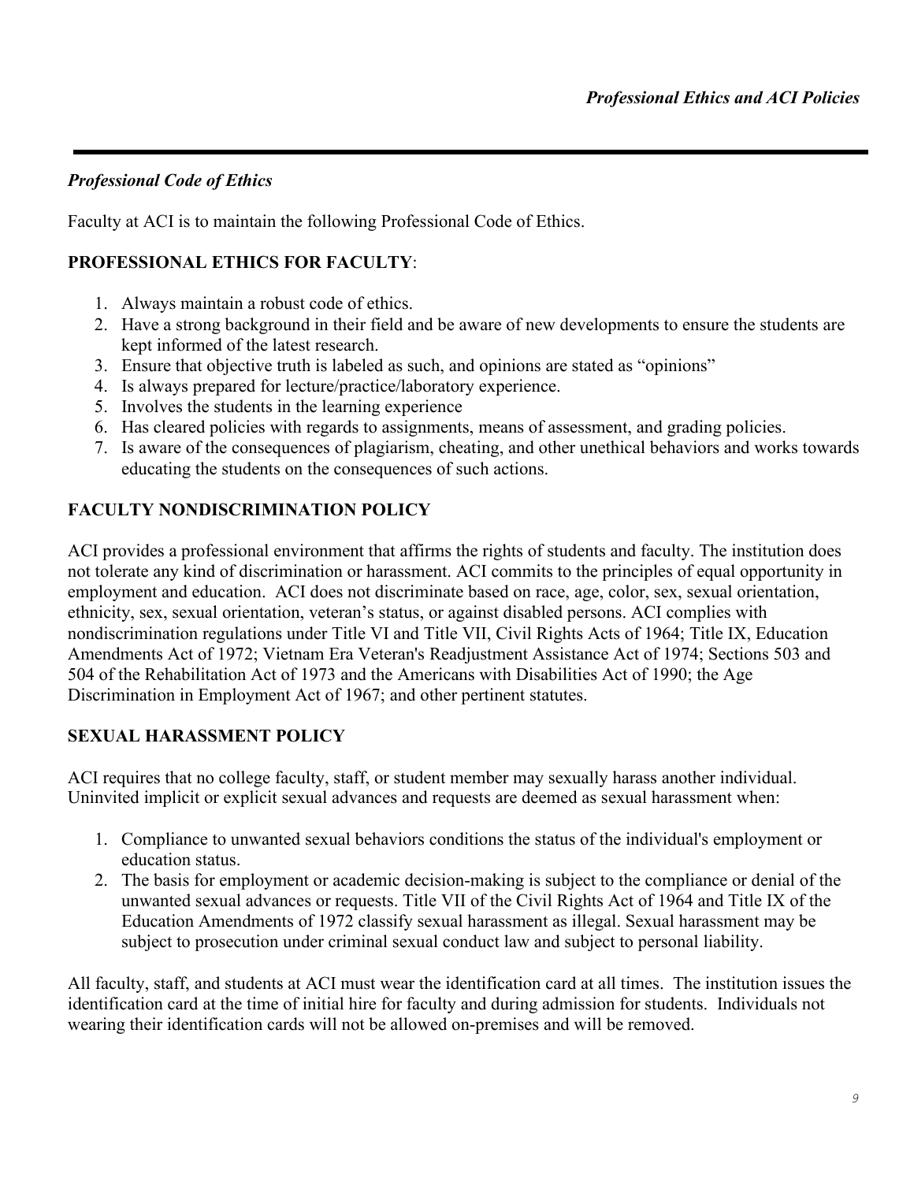*Professional Code of Ethics*

Faculty at ACI is to maintain the following Professional Code of Ethics.

**PROFESSIONAL ETHICS FOR FACULTY**:

1. Always maintain a robust code of ethics.
2. Have a strong background in their field and be aware of new developments to ensure the students are kept informed of the latest research.
3. Ensure that objective truth is labeled as such, and opinions are stated as "opinions"
4. Is always prepared for lecture/practice/laboratory experience.
5. Involves the students in the learning experience
6. Has cleared policies with regards to assignments, means of assessment, and grading policies.
7. Is aware of the consequences of plagiarism, cheating, and other unethical behaviors and works towards educating the students on the consequences of such actions.

**FACULTY NONDISCRIMINATION POLICY**

ACI provides a professional environment that affirms the rights of students and faculty. The institution does not tolerate any kind of discrimination or harassment. ACI commits to the principles of equal opportunity in employment and education. ACI does not discriminate based on race, age, color, sex, sexual orientation, ethnicity, sex, sexual orientation, veteran's status, or against disabled persons. ACI complies with nondiscrimination regulations under Title VI and Title VII, Civil Rights Acts of 1964; Title IX, Education Amendments Act of 1972; Vietnam Era Veteran's Readjustment Assistance Act of 1974; Sections 503 and 504 of the Rehabilitation Act of 1973 and the Americans with Disabilities Act of 1990; the Age Discrimination in Employment Act of 1967; and other pertinent statutes.

**SEXUAL HARASSMENT POLICY**

ACI requires that no college faculty, staff, or student member may sexually harass another individual. Uninvited implicit or explicit sexual advances and requests are deemed as sexual harassment when:

1. Compliance to unwanted sexual behaviors conditions the status of the individual's employment or education status.
2. The basis for employment or academic decision-making is subject to the compliance or denial of the unwanted sexual advances or requests. Title VII of the Civil Rights Act of 1964 and Title IX of the Education Amendments of 1972 classify sexual harassment as illegal. Sexual harassment may be subject to prosecution under criminal sexual conduct law and subject to personal liability.

All faculty, staff, and students at ACI must wear the identification card at all times. The institution issues the identification card at the time of initial hire for faculty and during admission for students. Individuals not wearing their identification cards will not be allowed on-premises and will be removed.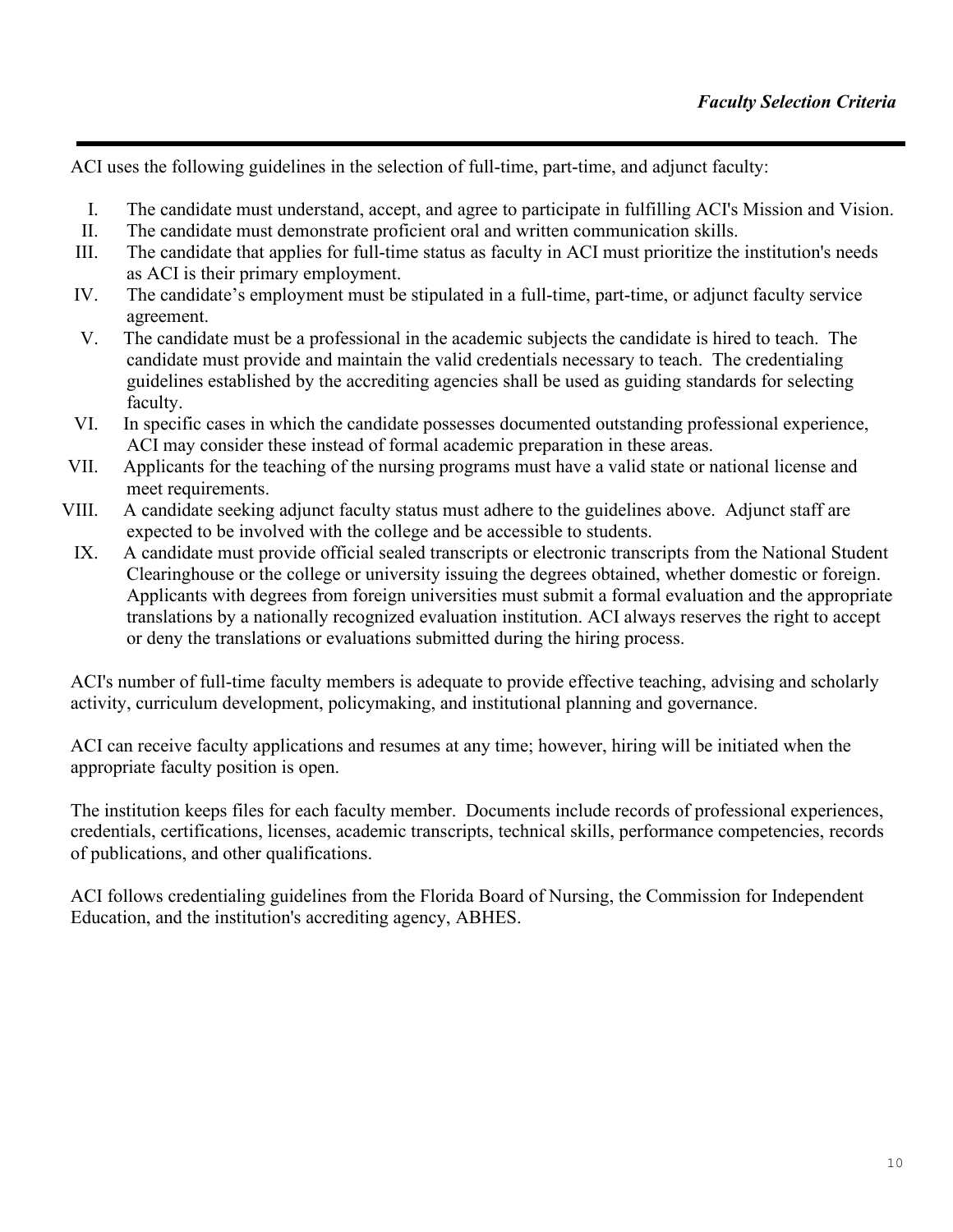## *Faculty Selection Criteria*

ACI uses the following guidelines in the selection of full-time, part-time, and adjunct faculty:

I. The candidate must understand, accept, and agree to participate in fulfilling ACI's Mission and Vision.

II. The candidate must demonstrate proficient oral and written communication skills.

III. The candidate that applies for full-time status as faculty in ACI must prioritize the institution's needs as ACI is their primary employment.

IV. The candidate's employment must be stipulated in a full-time, part-time, or adjunct faculty service agreement.

V. The candidate must be a professional in the academic subjects the candidate is hired to teach. The candidate must provide and maintain the valid credentials necessary to teach. The credentialing guidelines established by the accrediting agencies shall be used as guiding standards for selecting faculty.

VI. In specific cases in which the candidate possesses documented outstanding professional experience, ACI may consider these instead of formal academic preparation in these areas.

VII. Applicants for the teaching of the nursing programs must have a valid state or national license and meet requirements.

VIII. A candidate seeking adjunct faculty status must adhere to the guidelines above. Adjunct staff are expected to be involved with the college and be accessible to students.

IX. A candidate must provide official sealed transcripts or electronic transcripts from the National Student Clearinghouse or the college or university issuing the degrees obtained, whether domestic or foreign. Applicants with degrees from foreign universities must submit a formal evaluation and the appropriate translations by a nationally recognized evaluation institution. ACI always reserves the right to accept or deny the translations or evaluations submitted during the hiring process.

ACI's number of full-time faculty members is adequate to provide effective teaching, advising and scholarly activity, curriculum development, policymaking, and institutional planning and governance.

ACI can receive faculty applications and resumes at any time; however, hiring will be initiated when the appropriate faculty position is open.

The institution keeps files for each faculty member. Documents include records of professional experiences, credentials, certifications, licenses, academic transcripts, technical skills, performance competencies, records of publications, and other qualifications.

ACI follows credentialing guidelines from the Florida Board of Nursing, the Commission for Independent Education, and the institution's accrediting agency, ABHES.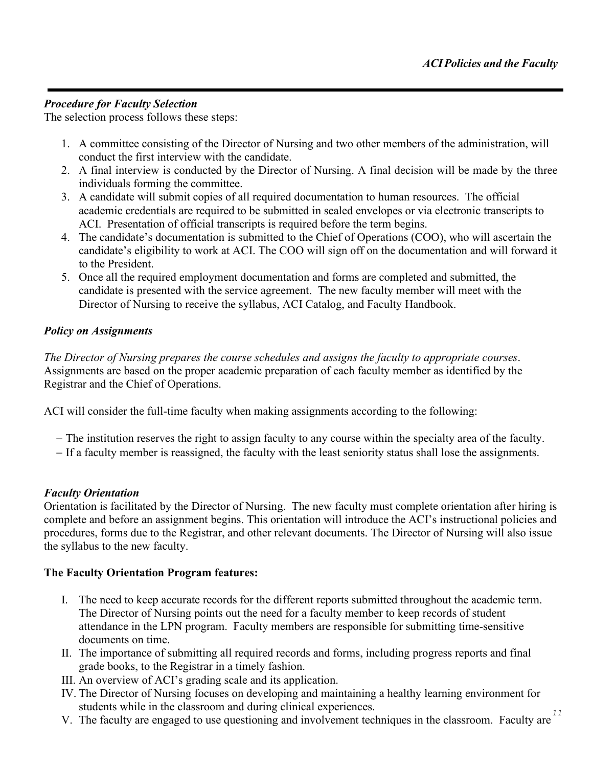### *Procedure for Faculty Selection*

The selection process follows these steps:

1. A committee consisting of the Director of Nursing and two other members of the administration, will conduct the first interview with the candidate.
2. A final interview is conducted by the Director of Nursing. A final decision will be made by the three individuals forming the committee.
3. A candidate will submit copies of all required documentation to human resources. The official academic credentials are required to be submitted in sealed envelopes or via electronic transcripts to ACI. Presentation of official transcripts is required before the term begins.
4. The candidate's documentation is submitted to the Chief of Operations (COO), who will ascertain the candidate's eligibility to work at ACI. The COO will sign off on the documentation and will forward it to the President.
5. Once all the required employment documentation and forms are completed and submitted, the candidate is presented with the service agreement. The new faculty member will meet with the Director of Nursing to receive the syllabus, ACI Catalog, and Faculty Handbook.

### *Policy on Assignments*

*The Director of Nursing prepares the course schedules and assigns the faculty to appropriate courses*. Assignments are based on the proper academic preparation of each faculty member as identified by the Registrar and the Chief of Operations.

ACI will consider the full-time faculty when making assignments according to the following:

- The institution reserves the right to assign faculty to any course within the specialty area of the faculty.
- If a faculty member is reassigned, the faculty with the least seniority status shall lose the assignments.

### *Faculty Orientation*

Orientation is facilitated by the Director of Nursing. The new faculty must complete orientation after hiring is complete and before an assignment begins. This orientation will introduce the ACI's instructional policies and procedures, forms due to the Registrar, and other relevant documents. The Director of Nursing will also issue the syllabus to the new faculty.

**The Faculty Orientation Program features:**

I. The need to keep accurate records for the different reports submitted throughout the academic term. The Director of Nursing points out the need for a faculty member to keep records of student attendance in the LPN program. Faculty members are responsible for submitting time-sensitive documents on time.

II. The importance of submitting all required records and forms, including progress reports and final grade books, to the Registrar in a timely fashion.

III. An overview of ACI's grading scale and its application.

IV. The Director of Nursing focuses on developing and maintaining a healthy learning environment for students while in the classroom and during clinical experiences.

V. The faculty are engaged to use questioning and involvement techniques in the classroom. Faculty are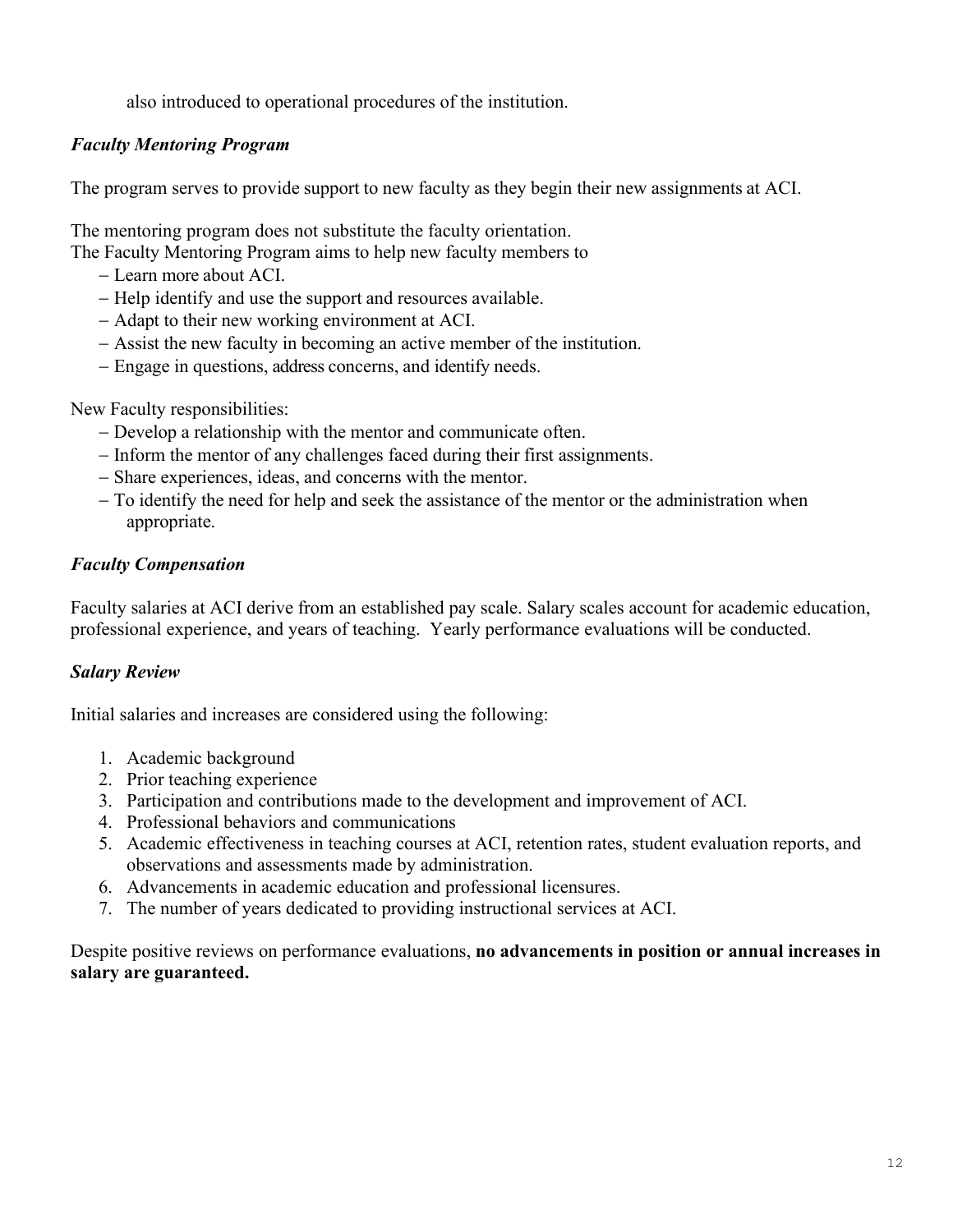also introduced to operational procedures of the institution.

### *Faculty Mentoring Program*

The program serves to provide support to new faculty as they begin their new assignments at ACI.

The mentoring program does not substitute the faculty orientation.
The Faculty Mentoring Program aims to help new faculty members to

- Learn more about ACI.
- Help identify and use the support and resources available.
- Adapt to their new working environment at ACI.
- Assist the new faculty in becoming an active member of the institution.
- Engage in questions, address concerns, and identify needs.

New Faculty responsibilities:

- Develop a relationship with the mentor and communicate often.
- Inform the mentor of any challenges faced during their first assignments.
- Share experiences, ideas, and concerns with the mentor.
- To identify the need for help and seek the assistance of the mentor or the administration when appropriate.

### *Faculty Compensation*

Faculty salaries at ACI derive from an established pay scale. Salary scales account for academic education, professional experience, and years of teaching. Yearly performance evaluations will be conducted.

### *Salary Review*

Initial salaries and increases are considered using the following:

1. Academic background
2. Prior teaching experience
3. Participation and contributions made to the development and improvement of ACI.
4. Professional behaviors and communications
5. Academic effectiveness in teaching courses at ACI, retention rates, student evaluation reports, and observations and assessments made by administration.
6. Advancements in academic education and professional licensures.
7. The number of years dedicated to providing instructional services at ACI.

Despite positive reviews on performance evaluations, **no advancements in position or annual increases in salary are guaranteed.**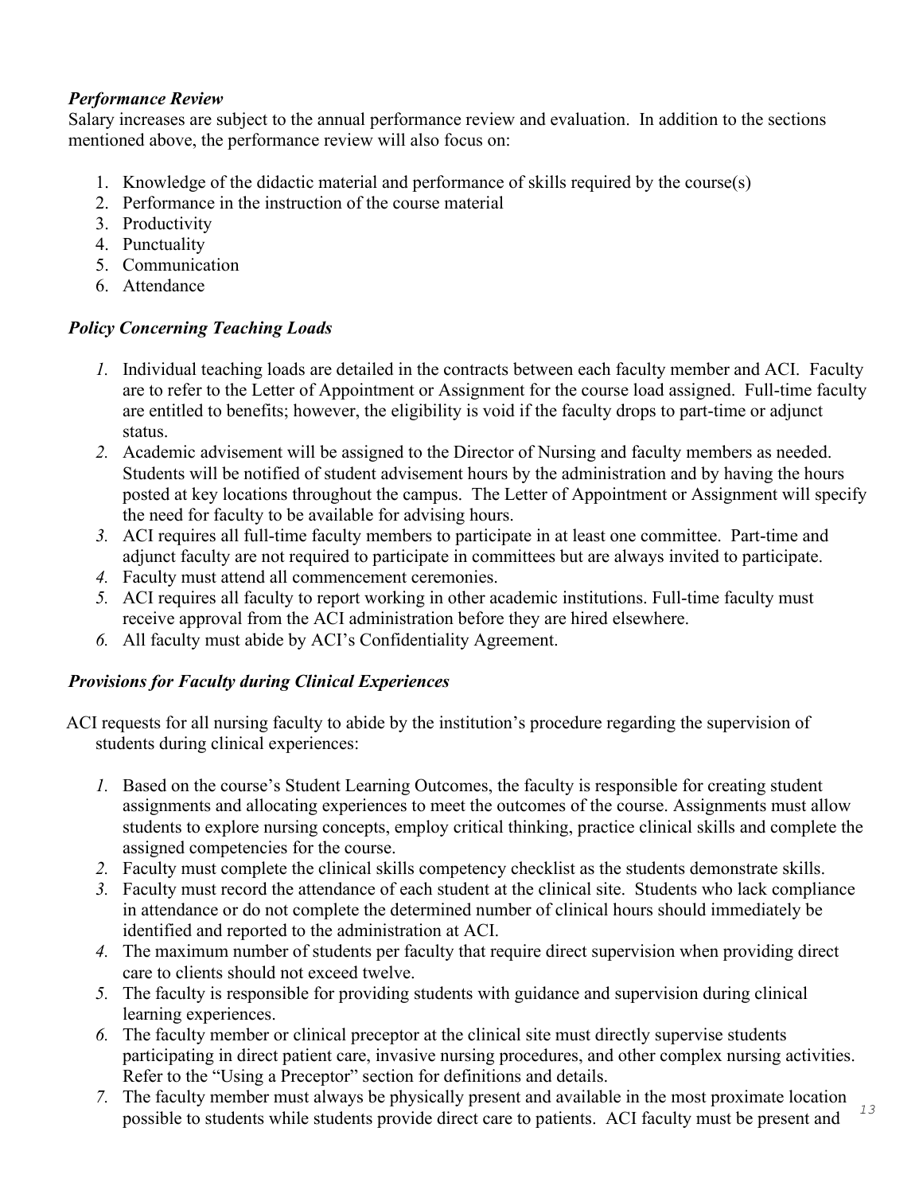### *Performance Review*

Salary increases are subject to the annual performance review and evaluation. In addition to the sections mentioned above, the performance review will also focus on:

1. Knowledge of the didactic material and performance of skills required by the course(s)
2. Performance in the instruction of the course material
3. Productivity
4. Punctuality
5. Communication
6. Attendance

### *Policy Concerning Teaching Loads*

1. Individual teaching loads are detailed in the contracts between each faculty member and ACI. Faculty are to refer to the Letter of Appointment or Assignment for the course load assigned. Full-time faculty are entitled to benefits; however, the eligibility is void if the faculty drops to part-time or adjunct status.
2. Academic advisement will be assigned to the Director of Nursing and faculty members as needed. Students will be notified of student advisement hours by the administration and by having the hours posted at key locations throughout the campus. The Letter of Appointment or Assignment will specify the need for faculty to be available for advising hours.
3. ACI requires all full-time faculty members to participate in at least one committee. Part-time and adjunct faculty are not required to participate in committees but are always invited to participate.
4. Faculty must attend all commencement ceremonies.
5. ACI requires all faculty to report working in other academic institutions. Full-time faculty must receive approval from the ACI administration before they are hired elsewhere.
6. All faculty must abide by ACI's Confidentiality Agreement.

### *Provisions for Faculty during Clinical Experiences*

ACI requests for all nursing faculty to abide by the institution's procedure regarding the supervision of students during clinical experiences:

1. Based on the course's Student Learning Outcomes, the faculty is responsible for creating student assignments and allocating experiences to meet the outcomes of the course. Assignments must allow students to explore nursing concepts, employ critical thinking, practice clinical skills and complete the assigned competencies for the course.
2. Faculty must complete the clinical skills competency checklist as the students demonstrate skills.
3. Faculty must record the attendance of each student at the clinical site. Students who lack compliance in attendance or do not complete the determined number of clinical hours should immediately be identified and reported to the administration at ACI.
4. The maximum number of students per faculty that require direct supervision when providing direct care to clients should not exceed twelve.
5. The faculty is responsible for providing students with guidance and supervision during clinical learning experiences.
6. The faculty member or clinical preceptor at the clinical site must directly supervise students participating in direct patient care, invasive nursing procedures, and other complex nursing activities. Refer to the "Using a Preceptor" section for definitions and details.
7. The faculty member must always be physically present and available in the most proximate location possible to students while students provide direct care to patients. ACI faculty must be present and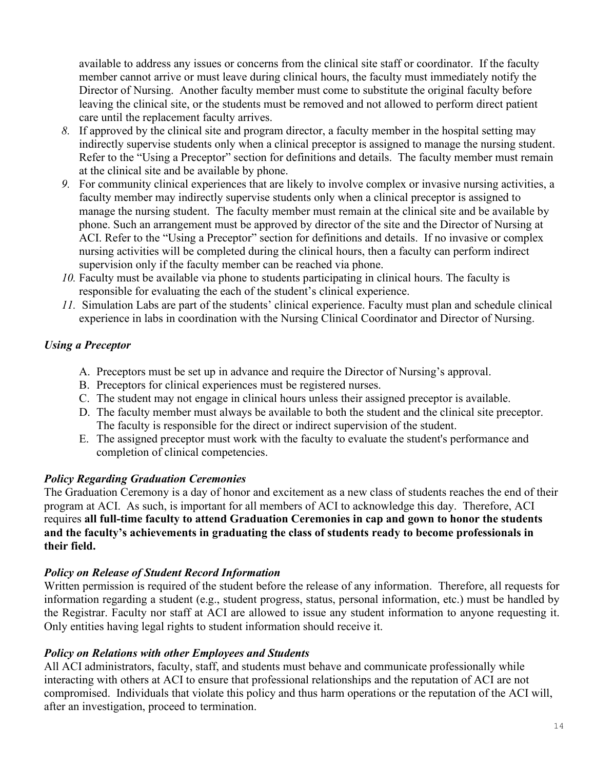available to address any issues or concerns from the clinical site staff or coordinator. If the faculty member cannot arrive or must leave during clinical hours, the faculty must immediately notify the Director of Nursing. Another faculty member must come to substitute the original faculty before leaving the clinical site, or the students must be removed and not allowed to perform direct patient care until the replacement faculty arrives.

8. If approved by the clinical site and program director, a faculty member in the hospital setting may indirectly supervise students only when a clinical preceptor is assigned to manage the nursing student. Refer to the "Using a Preceptor" section for definitions and details. The faculty member must remain at the clinical site and be available by phone.
9. For community clinical experiences that are likely to involve complex or invasive nursing activities, a faculty member may indirectly supervise students only when a clinical preceptor is assigned to manage the nursing student. The faculty member must remain at the clinical site and be available by phone. Such an arrangement must be approved by director of the site and the Director of Nursing at ACI. Refer to the "Using a Preceptor" section for definitions and details. If no invasive or complex nursing activities will be completed during the clinical hours, then a faculty can perform indirect supervision only if the faculty member can be reached via phone.
10. Faculty must be available via phone to students participating in clinical hours. The faculty is responsible for evaluating the each of the student's clinical experience.
11. Simulation Labs are part of the students' clinical experience. Faculty must plan and schedule clinical experience in labs in coordination with the Nursing Clinical Coordinator and Director of Nursing.

### *Using a Preceptor*

A. Preceptors must be set up in advance and require the Director of Nursing's approval.
B. Preceptors for clinical experiences must be registered nurses.
C. The student may not engage in clinical hours unless their assigned preceptor is available.
D. The faculty member must always be available to both the student and the clinical site preceptor. The faculty is responsible for the direct or indirect supervision of the student.
E. The assigned preceptor must work with the faculty to evaluate the student's performance and completion of clinical competencies.

### *Policy Regarding Graduation Ceremonies*

The Graduation Ceremony is a day of honor and excitement as a new class of students reaches the end of their program at ACI. As such, is important for all members of ACI to acknowledge this day. Therefore, ACI requires **all full-time faculty to attend Graduation Ceremonies in cap and gown to honor the students and the faculty's achievements in graduating the class of students ready to become professionals in their field.**

### *Policy on Release of Student Record Information*

Written permission is required of the student before the release of any information. Therefore, all requests for information regarding a student (e.g., student progress, status, personal information, etc.) must be handled by the Registrar. Faculty nor staff at ACI are allowed to issue any student information to anyone requesting it. Only entities having legal rights to student information should receive it.

### *Policy on Relations with other Employees and Students*

All ACI administrators, faculty, staff, and students must behave and communicate professionally while interacting with others at ACI to ensure that professional relationships and the reputation of ACI are not compromised. Individuals that violate this policy and thus harm operations or the reputation of the ACI will, after an investigation, proceed to termination.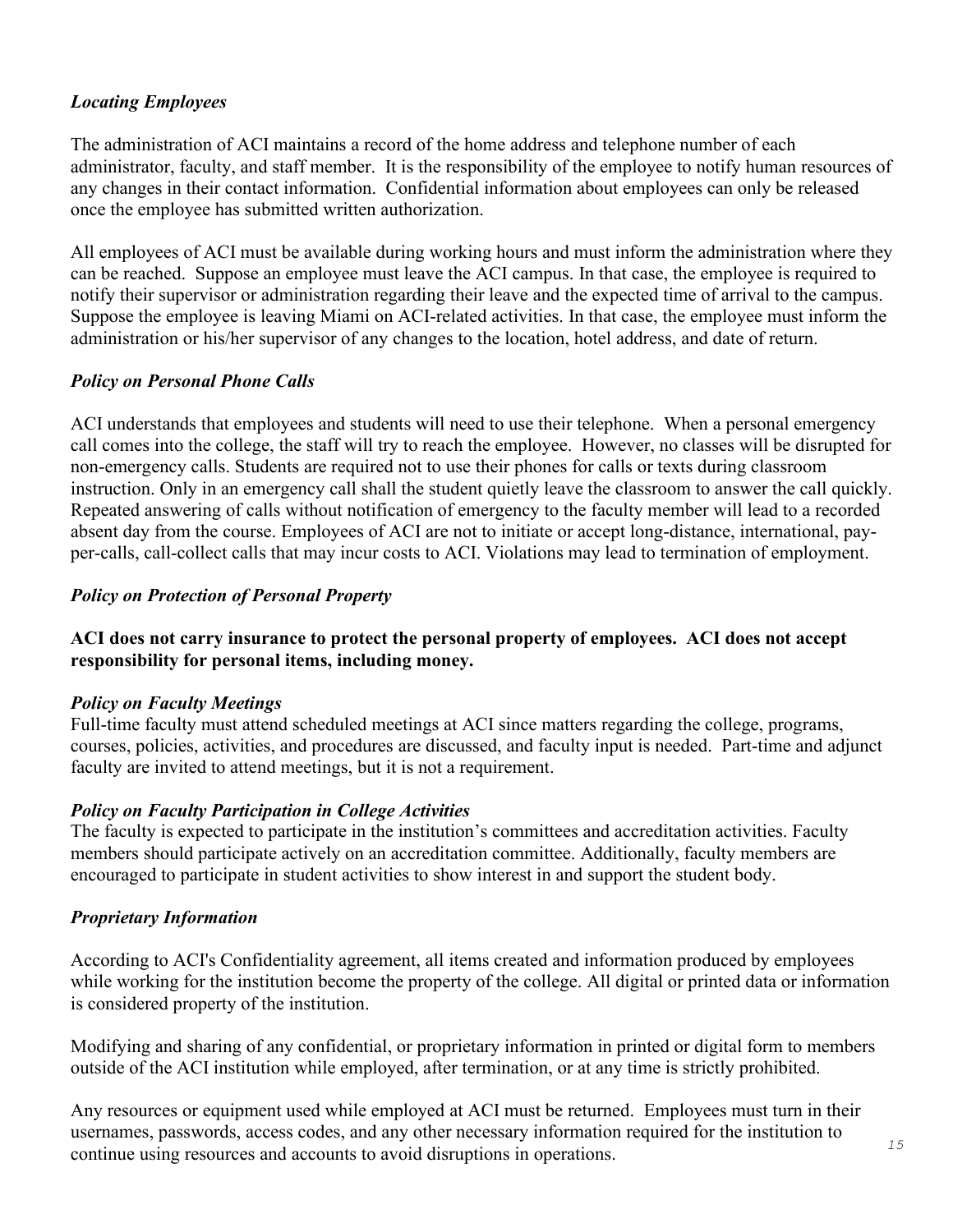*Locating Employees*

The administration of ACI maintains a record of the home address and telephone number of each administrator, faculty, and staff member. It is the responsibility of the employee to notify human resources of any changes in their contact information. Confidential information about employees can only be released once the employee has submitted written authorization.

All employees of ACI must be available during working hours and must inform the administration where they can be reached. Suppose an employee must leave the ACI campus. In that case, the employee is required to notify their supervisor or administration regarding their leave and the expected time of arrival to the campus. Suppose the employee is leaving Miami on ACI-related activities. In that case, the employee must inform the administration or his/her supervisor of any changes to the location, hotel address, and date of return.

*Policy on Personal Phone Calls*

ACI understands that employees and students will need to use their telephone. When a personal emergency call comes into the college, the staff will try to reach the employee. However, no classes will be disrupted for non-emergency calls. Students are required not to use their phones for calls or texts during classroom instruction. Only in an emergency call shall the student quietly leave the classroom to answer the call quickly. Repeated answering of calls without notification of emergency to the faculty member will lead to a recorded absent day from the course. Employees of ACI are not to initiate or accept long-distance, international, pay-per-calls, call-collect calls that may incur costs to ACI. Violations may lead to termination of employment.

*Policy on Protection of Personal Property*

**ACI does not carry insurance to protect the personal property of employees. ACI does not accept responsibility for personal items, including money.**

*Policy on Faculty Meetings*

Full-time faculty must attend scheduled meetings at ACI since matters regarding the college, programs, courses, policies, activities, and procedures are discussed, and faculty input is needed. Part-time and adjunct faculty are invited to attend meetings, but it is not a requirement.

*Policy on Faculty Participation in College Activities*

The faculty is expected to participate in the institution's committees and accreditation activities. Faculty members should participate actively on an accreditation committee. Additionally, faculty members are encouraged to participate in student activities to show interest in and support the student body.

*Proprietary Information*

According to ACI's Confidentiality agreement, all items created and information produced by employees while working for the institution become the property of the college. All digital or printed data or information is considered property of the institution.

Modifying and sharing of any confidential, or proprietary information in printed or digital form to members outside of the ACI institution while employed, after termination, or at any time is strictly prohibited.

Any resources or equipment used while employed at ACI must be returned. Employees must turn in their usernames, passwords, access codes, and any other necessary information required for the institution to continue using resources and accounts to avoid disruptions in operations.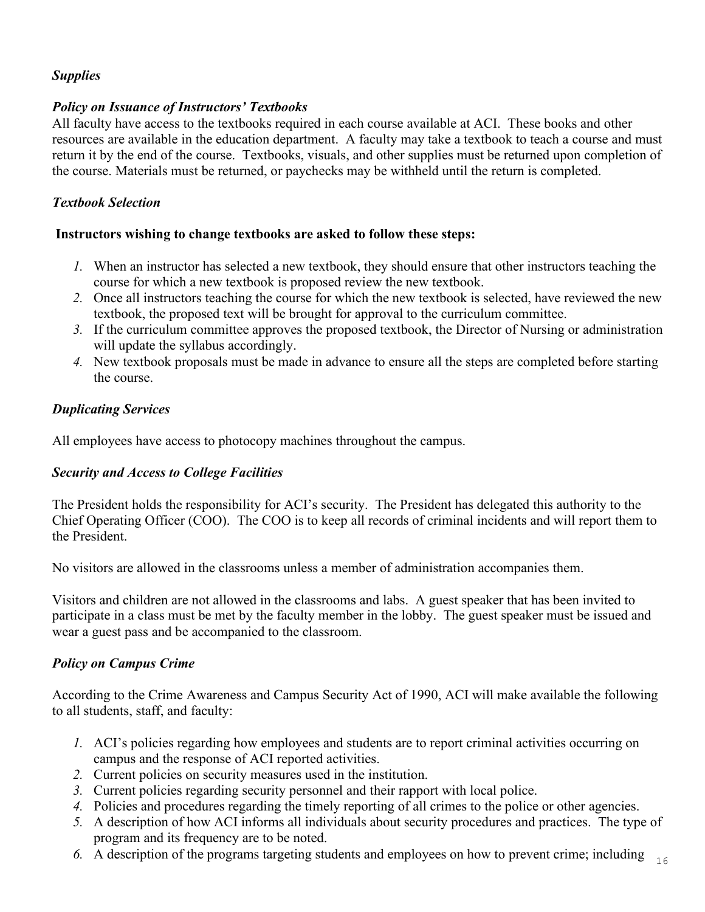### *Supplies*

### *Policy on Issuance of Instructors' Textbooks*

All faculty have access to the textbooks required in each course available at ACI. These books and other resources are available in the education department. A faculty may take a textbook to teach a course and must return it by the end of the course. Textbooks, visuals, and other supplies must be returned upon completion of the course. Materials must be returned, or paychecks may be withheld until the return is completed.

### *Textbook Selection*

**Instructors wishing to change textbooks are asked to follow these steps:**

1. When an instructor has selected a new textbook, they should ensure that other instructors teaching the course for which a new textbook is proposed review the new textbook.
2. Once all instructors teaching the course for which the new textbook is selected, have reviewed the new textbook, the proposed text will be brought for approval to the curriculum committee.
3. If the curriculum committee approves the proposed textbook, the Director of Nursing or administration will update the syllabus accordingly.
4. New textbook proposals must be made in advance to ensure all the steps are completed before starting the course.

### *Duplicating Services*

All employees have access to photocopy machines throughout the campus.

### *Security and Access to College Facilities*

The President holds the responsibility for ACI's security. The President has delegated this authority to the Chief Operating Officer (COO). The COO is to keep all records of criminal incidents and will report them to the President.

No visitors are allowed in the classrooms unless a member of administration accompanies them.

Visitors and children are not allowed in the classrooms and labs. A guest speaker that has been invited to participate in a class must be met by the faculty member in the lobby. The guest speaker must be issued and wear a guest pass and be accompanied to the classroom.

### *Policy on Campus Crime*

According to the Crime Awareness and Campus Security Act of 1990, ACI will make available the following to all students, staff, and faculty:

1. ACI's policies regarding how employees and students are to report criminal activities occurring on campus and the response of ACI reported activities.
2. Current policies on security measures used in the institution.
3. Current policies regarding security personnel and their rapport with local police.
4. Policies and procedures regarding the timely reporting of all crimes to the police or other agencies.
5. A description of how ACI informs all individuals about security procedures and practices. The type of program and its frequency are to be noted.
6. A description of the programs targeting students and employees on how to prevent crime; including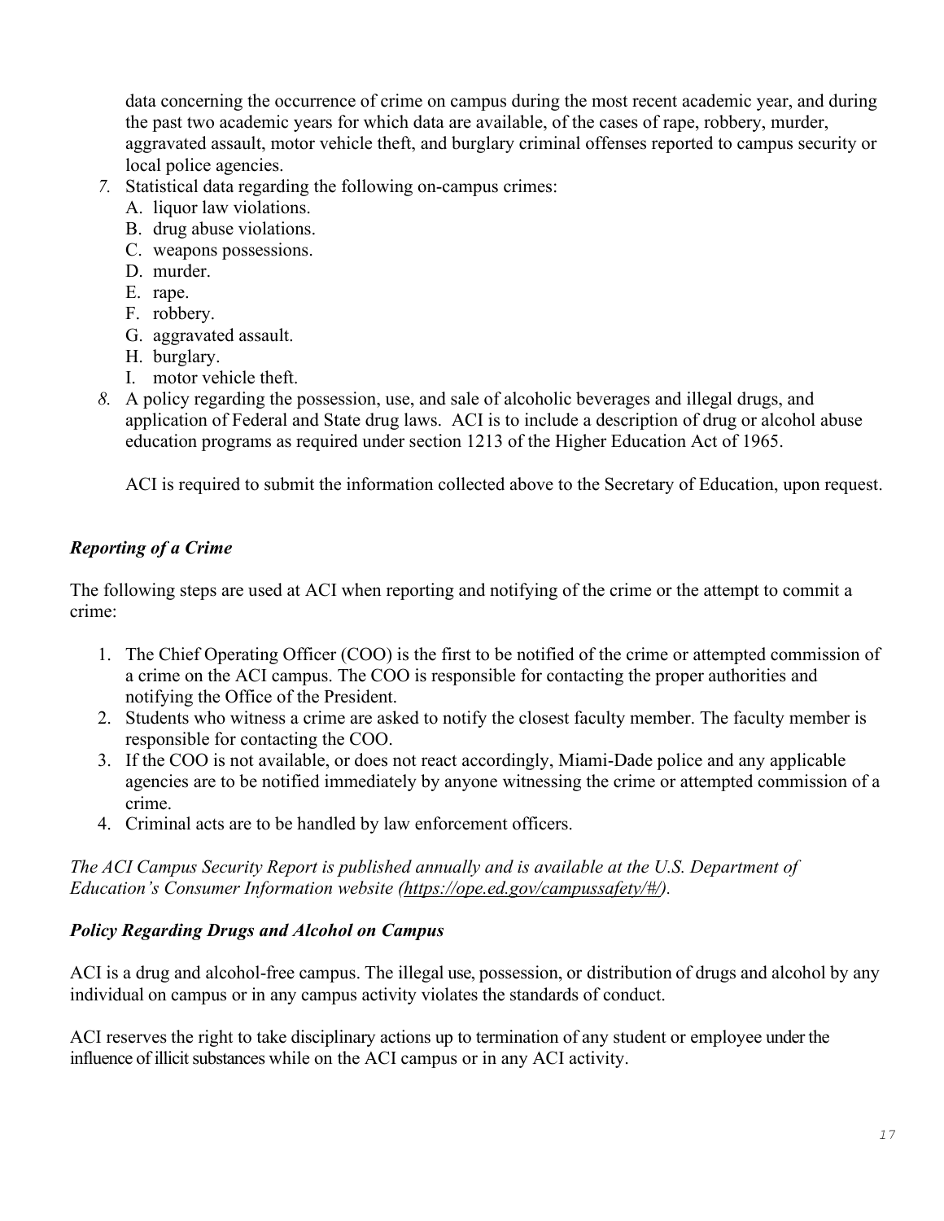data concerning the occurrence of crime on campus during the most recent academic year, and during the past two academic years for which data are available, of the cases of rape, robbery, murder, aggravated assault, motor vehicle theft, and burglary criminal offenses reported to campus security or local police agencies.

7. Statistical data regarding the following on-campus crimes:
   A. liquor law violations.
   B. drug abuse violations.
   C. weapons possessions.
   D. murder.
   E. rape.
   F. robbery.
   G. aggravated assault.
   H. burglary.
   I. motor vehicle theft.
8. A policy regarding the possession, use, and sale of alcoholic beverages and illegal drugs, and application of Federal and State drug laws. ACI is to include a description of drug or alcohol abuse education programs as required under section 1213 of the Higher Education Act of 1965.

   ACI is required to submit the information collected above to the Secretary of Education, upon request.

### *Reporting of a Crime*

The following steps are used at ACI when reporting and notifying of the crime or the attempt to commit a crime:

1. The Chief Operating Officer (COO) is the first to be notified of the crime or attempted commission of a crime on the ACI campus. The COO is responsible for contacting the proper authorities and notifying the Office of the President.
2. Students who witness a crime are asked to notify the closest faculty member. The faculty member is responsible for contacting the COO.
3. If the COO is not available, or does not react accordingly, Miami-Dade police and any applicable agencies are to be notified immediately by anyone witnessing the crime or attempted commission of a crime.
4. Criminal acts are to be handled by law enforcement officers.

*The ACI Campus Security Report is published annually and is available at the U.S. Department of Education's Consumer Information website (https://ope.ed.gov/campussafety/#/).*

### *Policy Regarding Drugs and Alcohol on Campus*

ACI is a drug and alcohol-free campus. The illegal use, possession, or distribution of drugs and alcohol by any individual on campus or in any campus activity violates the standards of conduct.

ACI reserves the right to take disciplinary actions up to termination of any student or employee under the influence of illicit substances while on the ACI campus or in any ACI activity.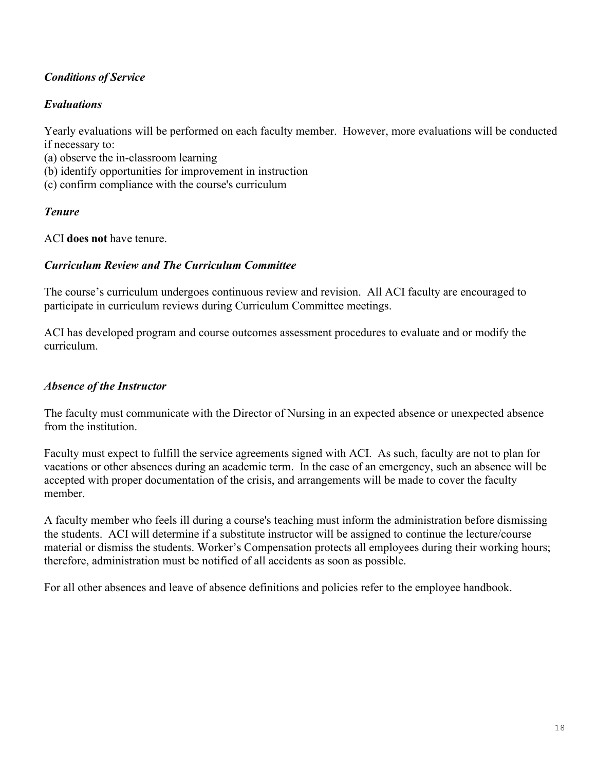### *Conditions of Service*

### *Evaluations*

Yearly evaluations will be performed on each faculty member. However, more evaluations will be conducted if necessary to:
(a) observe the in-classroom learning
(b) identify opportunities for improvement in instruction
(c) confirm compliance with the course's curriculum

### *Tenure*

ACI **does not** have tenure.

### *Curriculum Review and The Curriculum Committee*

The course's curriculum undergoes continuous review and revision. All ACI faculty are encouraged to participate in curriculum reviews during Curriculum Committee meetings.

ACI has developed program and course outcomes assessment procedures to evaluate and or modify the curriculum.

### *Absence of the Instructor*

The faculty must communicate with the Director of Nursing in an expected absence or unexpected absence from the institution.

Faculty must expect to fulfill the service agreements signed with ACI. As such, faculty are not to plan for vacations or other absences during an academic term. In the case of an emergency, such an absence will be accepted with proper documentation of the crisis, and arrangements will be made to cover the faculty member.

A faculty member who feels ill during a course's teaching must inform the administration before dismissing the students. ACI will determine if a substitute instructor will be assigned to continue the lecture/course material or dismiss the students. Worker's Compensation protects all employees during their working hours; therefore, administration must be notified of all accidents as soon as possible.

For all other absences and leave of absence definitions and policies refer to the employee handbook.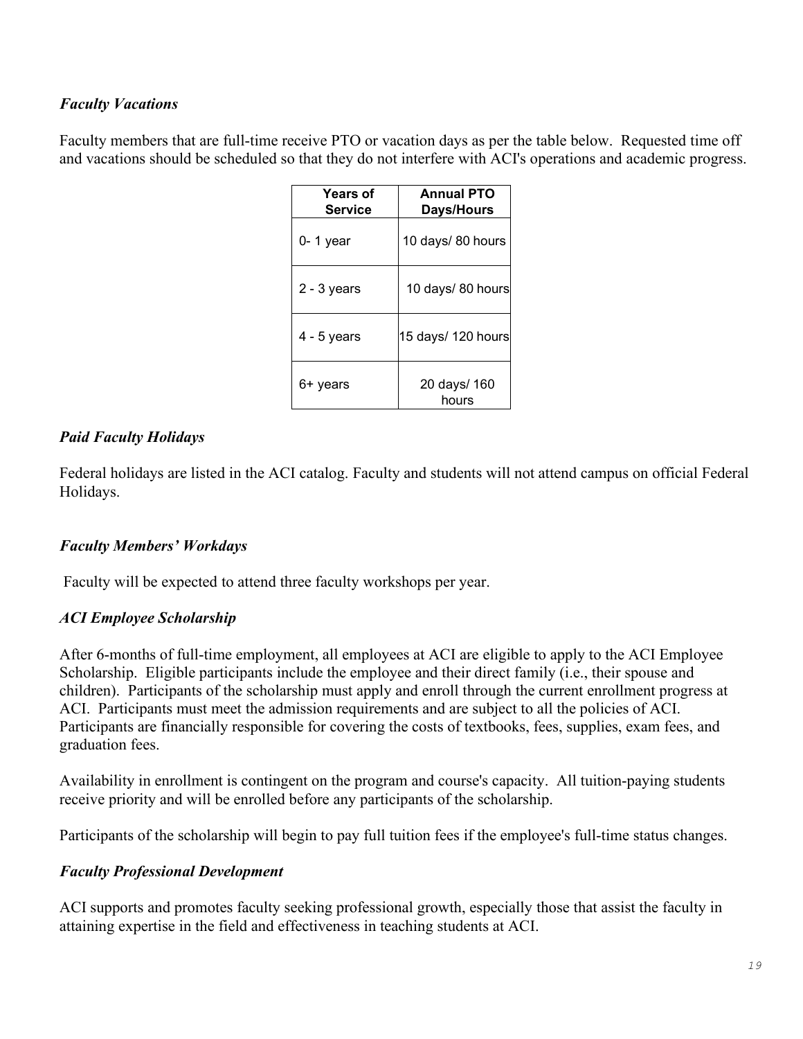### *Faculty Vacations*

Faculty members that are full-time receive PTO or vacation days as per the table below. Requested time off and vacations should be scheduled so that they do not interfere with ACI's operations and academic progress.

| Years of Service | Annual PTO Days/Hours |
|---|---|
| 0- 1 year | 10 days/ 80 hours |
| 2 - 3 years | 10 days/ 80 hours |
| 4 - 5 years | 15 days/ 120 hours |
| 6+ years | 20 days/ 160 hours |

### *Paid Faculty Holidays*

Federal holidays are listed in the ACI catalog. Faculty and students will not attend campus on official Federal Holidays.

### *Faculty Members' Workdays*

Faculty will be expected to attend three faculty workshops per year.

### *ACI Employee Scholarship*

After 6-months of full-time employment, all employees at ACI are eligible to apply to the ACI Employee Scholarship. Eligible participants include the employee and their direct family (i.e., their spouse and children). Participants of the scholarship must apply and enroll through the current enrollment progress at ACI. Participants must meet the admission requirements and are subject to all the policies of ACI. Participants are financially responsible for covering the costs of textbooks, fees, supplies, exam fees, and graduation fees.

Availability in enrollment is contingent on the program and course's capacity. All tuition-paying students receive priority and will be enrolled before any participants of the scholarship.

Participants of the scholarship will begin to pay full tuition fees if the employee's full-time status changes.

### *Faculty Professional Development*

ACI supports and promotes faculty seeking professional growth, especially those that assist the faculty in attaining expertise in the field and effectiveness in teaching students at ACI.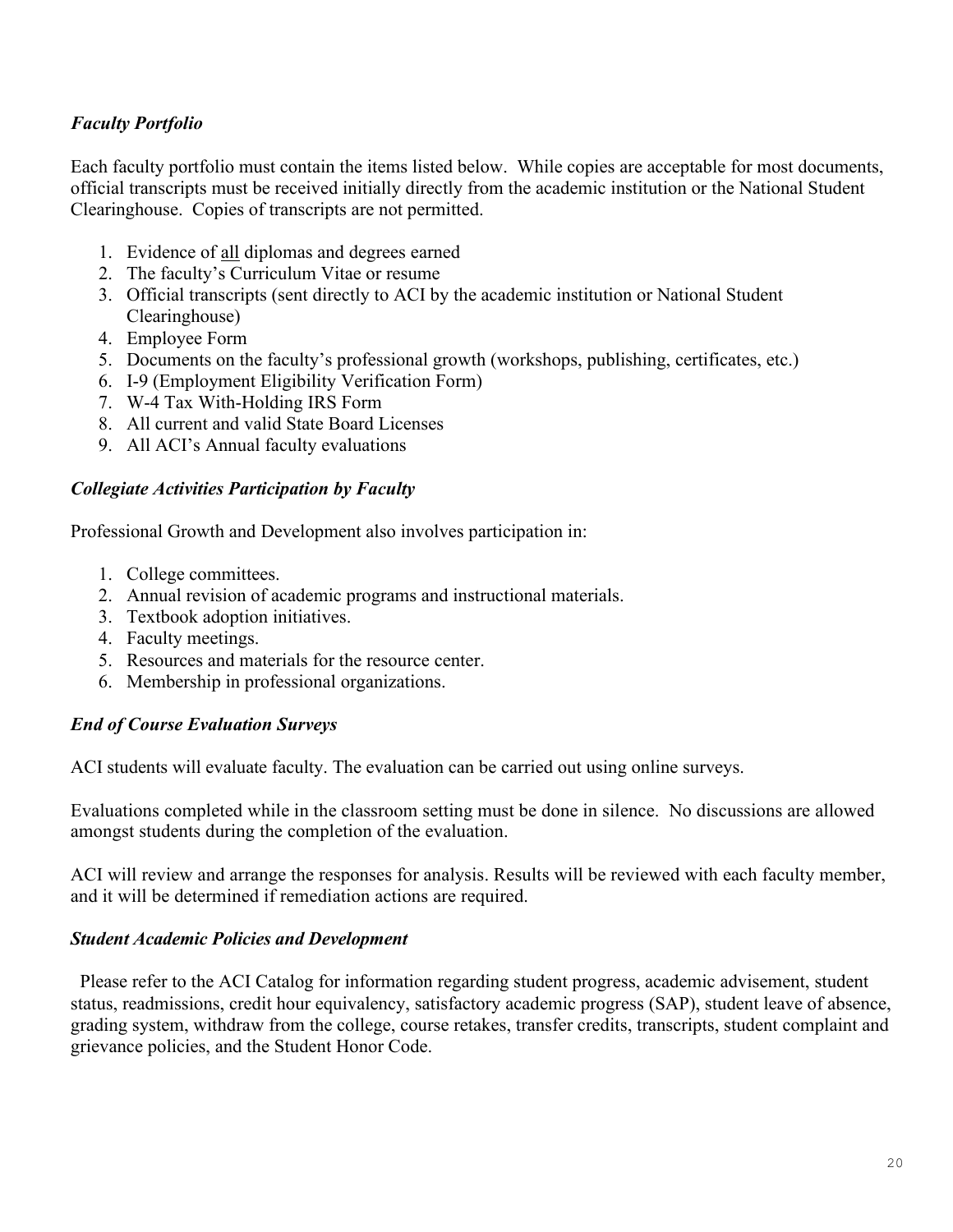### *Faculty Portfolio*

Each faculty portfolio must contain the items listed below. While copies are acceptable for most documents, official transcripts must be received initially directly from the academic institution or the National Student Clearinghouse. Copies of transcripts are not permitted.

1. Evidence of <u>all</u> diplomas and degrees earned
2. The faculty's Curriculum Vitae or resume
3. Official transcripts (sent directly to ACI by the academic institution or National Student Clearinghouse)
4. Employee Form
5. Documents on the faculty's professional growth (workshops, publishing, certificates, etc.)
6. I-9 (Employment Eligibility Verification Form)
7. W-4 Tax With-Holding IRS Form
8. All current and valid State Board Licenses
9. All ACI's Annual faculty evaluations

### *Collegiate Activities Participation by Faculty*

Professional Growth and Development also involves participation in:

1. College committees.
2. Annual revision of academic programs and instructional materials.
3. Textbook adoption initiatives.
4. Faculty meetings.
5. Resources and materials for the resource center.
6. Membership in professional organizations.

### *End of Course Evaluation Surveys*

ACI students will evaluate faculty. The evaluation can be carried out using online surveys.

Evaluations completed while in the classroom setting must be done in silence. No discussions are allowed amongst students during the completion of the evaluation.

ACI will review and arrange the responses for analysis. Results will be reviewed with each faculty member, and it will be determined if remediation actions are required.

### *Student Academic Policies and Development*

Please refer to the ACI Catalog for information regarding student progress, academic advisement, student status, readmissions, credit hour equivalency, satisfactory academic progress (SAP), student leave of absence, grading system, withdraw from the college, course retakes, transfer credits, transcripts, student complaint and grievance policies, and the Student Honor Code.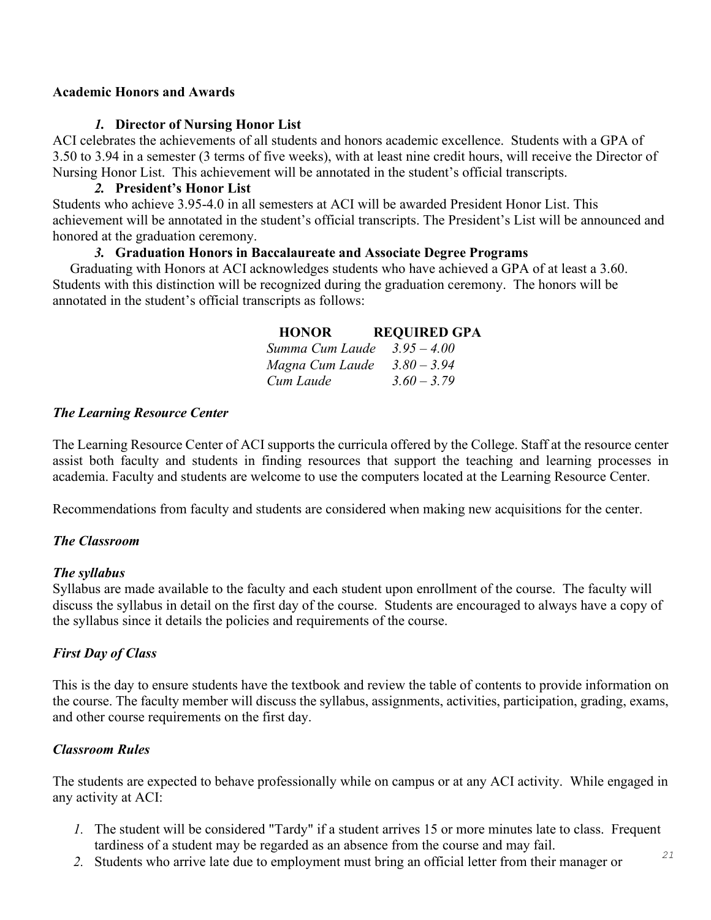**Academic Honors and Awards**

***1.*** **Director of Nursing Honor List**

ACI celebrates the achievements of all students and honors academic excellence. Students with a GPA of 3.50 to 3.94 in a semester (3 terms of five weeks), with at least nine credit hours, will receive the Director of Nursing Honor List. This achievement will be annotated in the student's official transcripts.

***2.*** **President's Honor List**

Students who achieve 3.95-4.0 in all semesters at ACI will be awarded President Honor List. This achievement will be annotated in the student's official transcripts. The President's List will be announced and honored at the graduation ceremony.

***3.*** **Graduation Honors in Baccalaureate and Associate Degree Programs**

Graduating with Honors at ACI acknowledges students who have achieved a GPA of at least a 3.60. Students with this distinction will be recognized during the graduation ceremony. The honors will be annotated in the student's official transcripts as follows:

| HONOR | REQUIRED GPA |
|---|---|
| *Summa Cum Laude* | *3.95 – 4.00* |
| *Magna Cum Laude* | *3.80 – 3.94* |
| *Cum Laude* | *3.60 – 3.79* |

***The Learning Resource Center***

The Learning Resource Center of ACI supports the curricula offered by the College. Staff at the resource center assist both faculty and students in finding resources that support the teaching and learning processes in academia. Faculty and students are welcome to use the computers located at the Learning Resource Center.

Recommendations from faculty and students are considered when making new acquisitions for the center.

***The Classroom***

***The syllabus***

Syllabus are made available to the faculty and each student upon enrollment of the course. The faculty will discuss the syllabus in detail on the first day of the course. Students are encouraged to always have a copy of the syllabus since it details the policies and requirements of the course.

***First Day of Class***

This is the day to ensure students have the textbook and review the table of contents to provide information on the course. The faculty member will discuss the syllabus, assignments, activities, participation, grading, exams, and other course requirements on the first day.

***Classroom Rules***

The students are expected to behave professionally while on campus or at any ACI activity. While engaged in any activity at ACI:

1. The student will be considered "Tardy" if a student arrives 15 or more minutes late to class. Frequent tardiness of a student may be regarded as an absence from the course and may fail.
2. Students who arrive late due to employment must bring an official letter from their manager or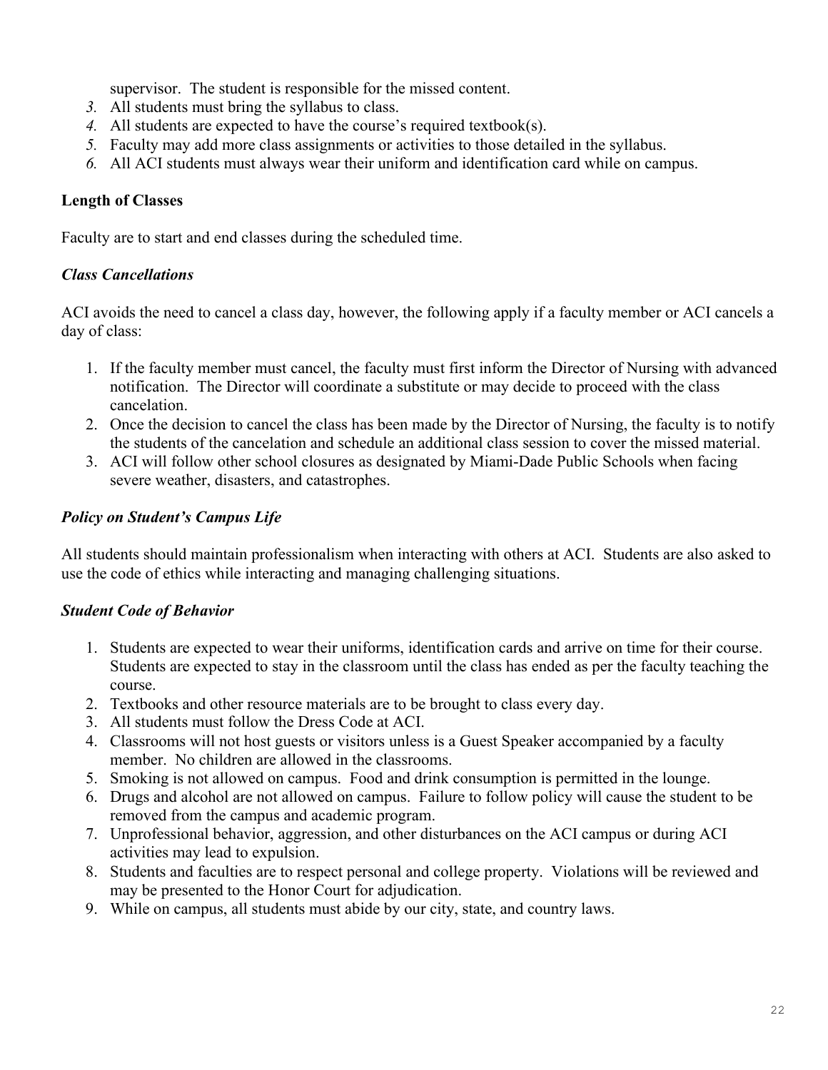supervisor. The student is responsible for the missed content.

3. All students must bring the syllabus to class.
4. All students are expected to have the course's required textbook(s).
5. Faculty may add more class assignments or activities to those detailed in the syllabus.
6. All ACI students must always wear their uniform and identification card while on campus.

**Length of Classes**

Faculty are to start and end classes during the scheduled time.

***Class Cancellations***

ACI avoids the need to cancel a class day, however, the following apply if a faculty member or ACI cancels a day of class:

1. If the faculty member must cancel, the faculty must first inform the Director of Nursing with advanced notification. The Director will coordinate a substitute or may decide to proceed with the class cancelation.
2. Once the decision to cancel the class has been made by the Director of Nursing, the faculty is to notify the students of the cancelation and schedule an additional class session to cover the missed material.
3. ACI will follow other school closures as designated by Miami-Dade Public Schools when facing severe weather, disasters, and catastrophes.

***Policy on Student's Campus Life***

All students should maintain professionalism when interacting with others at ACI. Students are also asked to use the code of ethics while interacting and managing challenging situations.

***Student Code of Behavior***

1. Students are expected to wear their uniforms, identification cards and arrive on time for their course. Students are expected to stay in the classroom until the class has ended as per the faculty teaching the course.
2. Textbooks and other resource materials are to be brought to class every day.
3. All students must follow the Dress Code at ACI.
4. Classrooms will not host guests or visitors unless is a Guest Speaker accompanied by a faculty member. No children are allowed in the classrooms.
5. Smoking is not allowed on campus. Food and drink consumption is permitted in the lounge.
6. Drugs and alcohol are not allowed on campus. Failure to follow policy will cause the student to be removed from the campus and academic program.
7. Unprofessional behavior, aggression, and other disturbances on the ACI campus or during ACI activities may lead to expulsion.
8. Students and faculties are to respect personal and college property. Violations will be reviewed and may be presented to the Honor Court for adjudication.
9. While on campus, all students must abide by our city, state, and country laws.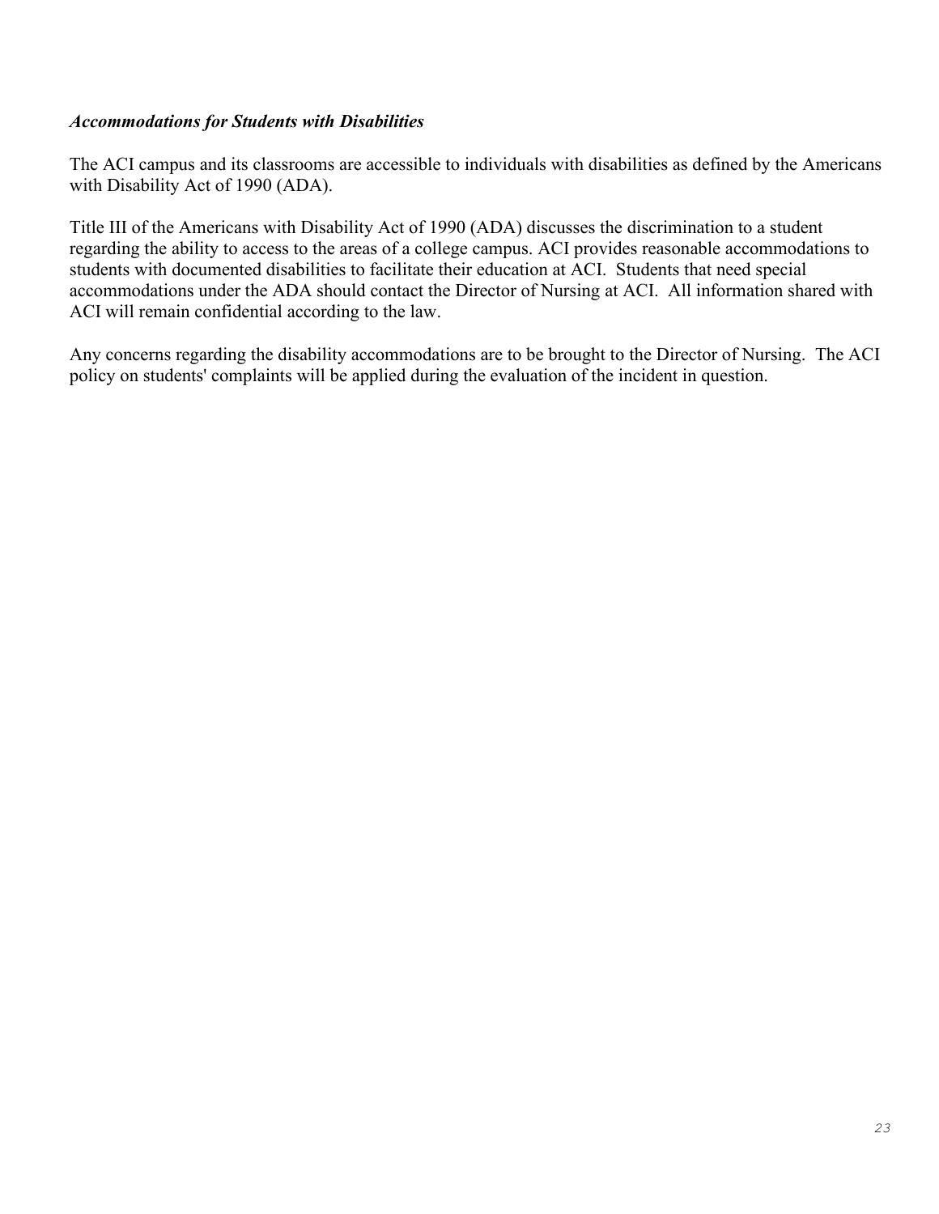***Accommodations for Students with Disabilities***

The ACI campus and its classrooms are accessible to individuals with disabilities as defined by the Americans with Disability Act of 1990 (ADA).

Title III of the Americans with Disability Act of 1990 (ADA) discusses the discrimination to a student regarding the ability to access to the areas of a college campus. ACI provides reasonable accommodations to students with documented disabilities to facilitate their education at ACI. Students that need special accommodations under the ADA should contact the Director of Nursing at ACI. All information shared with ACI will remain confidential according to the law.

Any concerns regarding the disability accommodations are to be brought to the Director of Nursing. The ACI policy on students' complaints will be applied during the evaluation of the incident in question.